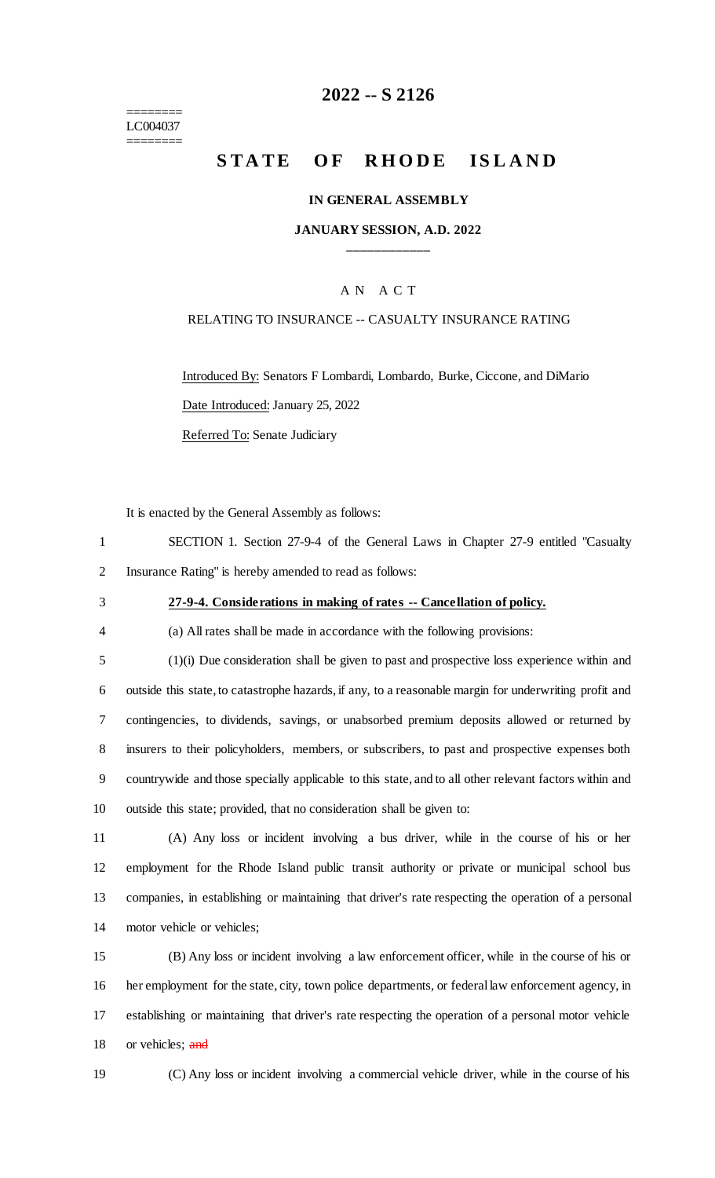LC004037

# 2022 -- S 2126

# STATE OF RHODE ISLAND

**IN GENERAL ASSEMBLY**

**JANUARY SESSION, A.D. 2022**

A N A C T

RELATING TO INSURANCE -- CASUALTY INSURANCE RATING

Introduced By: Senators F Lombardi, Lombardo, Burke, Ciccone, and DiMario

Date Introduced: January 25, 2022

Referred To: Senate Judiciary

It is enacted by the General Assembly as follows:

SECTION 1. Section 27-9-4 of the General Laws in Chapter 27-9 entitled "Casualty Insurance Rating" is hereby amended to read as follows:

**27-9-4. Considerations in making of rates -- Cancellation of policy.**

(a) All rates shall be made in accordance with the following provisions:

(1)(i) Due consideration shall be given to past and prospective loss experience within and outside this state, to catastrophe hazards, if any, to a reasonable margin for underwriting profit and contingencies, to dividends, savings, or unabsorbed premium deposits allowed or returned by insurers to their policyholders, members, or subscribers, to past and prospective expenses both countrywide and those specially applicable to this state, and to all other relevant factors within and outside this state; provided, that no consideration shall be given to:

(A) Any loss or incident involving a bus driver, while in the course of his or her employment for the Rhode Island public transit authority or private or municipal school bus companies, in establishing or maintaining that driver's rate respecting the operation of a personal motor vehicle or vehicles;

(B) Any loss or incident involving a law enforcement officer, while in the course of his or her employment for the state, city, town police departments, or federal law enforcement agency, in establishing or maintaining that driver's rate respecting the operation of a personal motor vehicle or vehicles; ~~and~~

(C) Any loss or incident involving a commercial vehicle driver, while in the course of his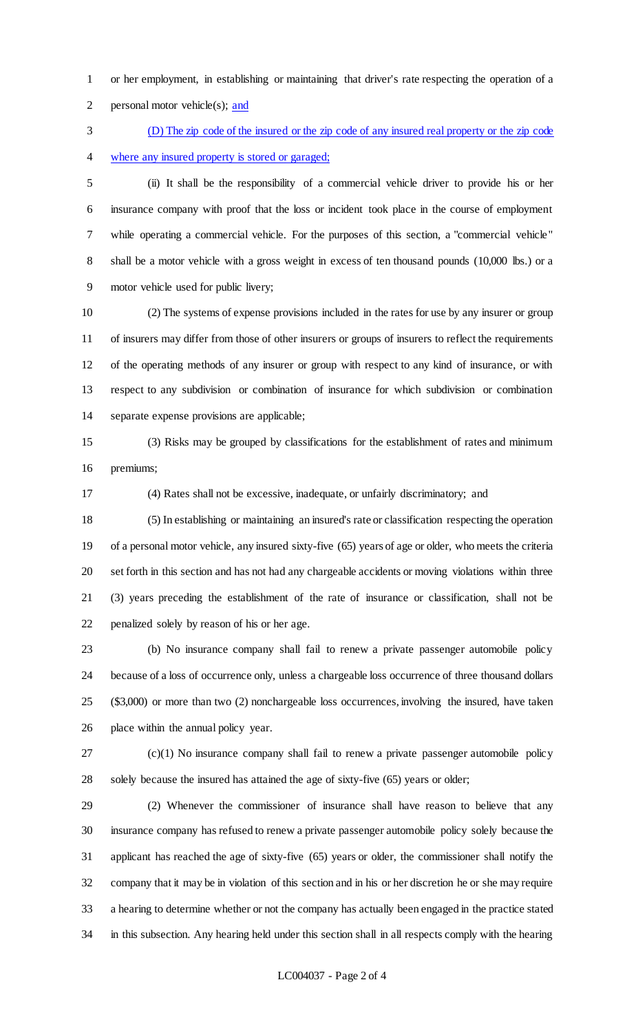or her employment, in establishing or maintaining that driver's rate respecting the operation of a personal motor vehicle(s); <u>and</u>

<u>(D) The zip code of the insured or the zip code of any insured real property or the zip code where any insured property is stored or garaged;</u>

(ii) It shall be the responsibility of a commercial vehicle driver to provide his or her insurance company with proof that the loss or incident took place in the course of employment while operating a commercial vehicle. For the purposes of this section, a "commercial vehicle" shall be a motor vehicle with a gross weight in excess of ten thousand pounds (10,000 lbs.) or a motor vehicle used for public livery;

(2) The systems of expense provisions included in the rates for use by any insurer or group of insurers may differ from those of other insurers or groups of insurers to reflect the requirements of the operating methods of any insurer or group with respect to any kind of insurance, or with respect to any subdivision or combination of insurance for which subdivision or combination separate expense provisions are applicable;

(3) Risks may be grouped by classifications for the establishment of rates and minimum premiums;

(4) Rates shall not be excessive, inadequate, or unfairly discriminatory; and

(5) In establishing or maintaining an insured's rate or classification respecting the operation of a personal motor vehicle, any insured sixty-five (65) years of age or older, who meets the criteria set forth in this section and has not had any chargeable accidents or moving violations within three (3) years preceding the establishment of the rate of insurance or classification, shall not be penalized solely by reason of his or her age.

(b) No insurance company shall fail to renew a private passenger automobile policy because of a loss of occurrence only, unless a chargeable loss occurrence of three thousand dollars ($3,000) or more than two (2) nonchargeable loss occurrences, involving the insured, have taken place within the annual policy year.

(c)(1) No insurance company shall fail to renew a private passenger automobile policy solely because the insured has attained the age of sixty-five (65) years or older;

(2) Whenever the commissioner of insurance shall have reason to believe that any insurance company has refused to renew a private passenger automobile policy solely because the applicant has reached the age of sixty-five (65) years or older, the commissioner shall notify the company that it may be in violation of this section and in his or her discretion he or she may require a hearing to determine whether or not the company has actually been engaged in the practice stated in this subsection. Any hearing held under this section shall in all respects comply with the hearing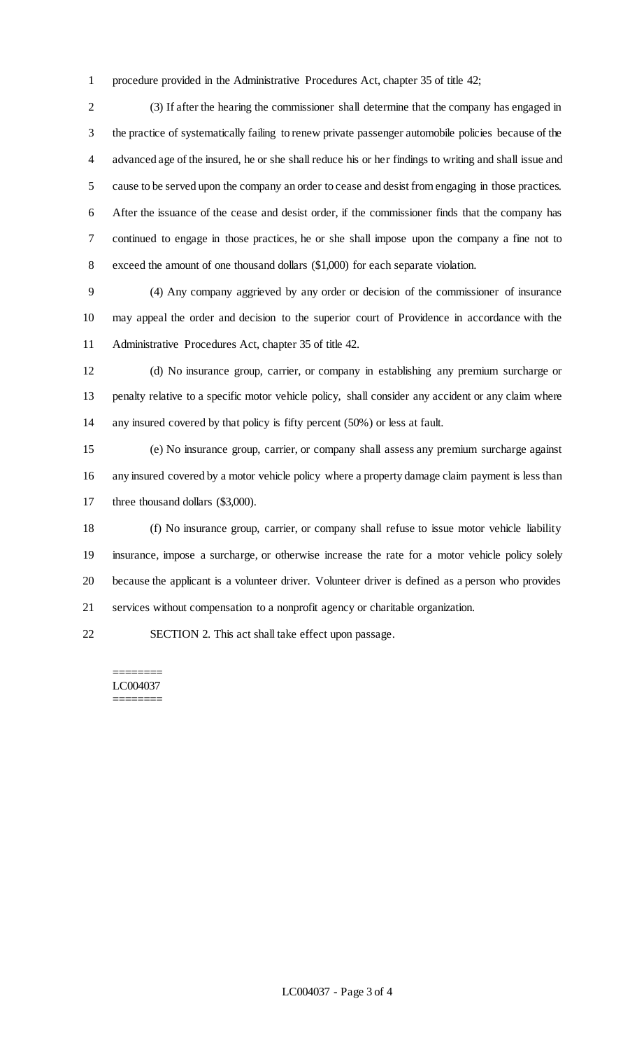procedure provided in the Administrative Procedures Act, chapter 35 of title 42;

(3) If after the hearing the commissioner shall determine that the company has engaged in the practice of systematically failing to renew private passenger automobile policies because of the advanced age of the insured, he or she shall reduce his or her findings to writing and shall issue and cause to be served upon the company an order to cease and desist from engaging in those practices. After the issuance of the cease and desist order, if the commissioner finds that the company has continued to engage in those practices, he or she shall impose upon the company a fine not to exceed the amount of one thousand dollars ($1,000) for each separate violation.

(4) Any company aggrieved by any order or decision of the commissioner of insurance may appeal the order and decision to the superior court of Providence in accordance with the Administrative Procedures Act, chapter 35 of title 42.

(d) No insurance group, carrier, or company in establishing any premium surcharge or penalty relative to a specific motor vehicle policy, shall consider any accident or any claim where any insured covered by that policy is fifty percent (50%) or less at fault.

(e) No insurance group, carrier, or company shall assess any premium surcharge against any insured covered by a motor vehicle policy where a property damage claim payment is less than three thousand dollars ($3,000).

(f) No insurance group, carrier, or company shall refuse to issue motor vehicle liability insurance, impose a surcharge, or otherwise increase the rate for a motor vehicle policy solely because the applicant is a volunteer driver. Volunteer driver is defined as a person who provides services without compensation to a nonprofit agency or charitable organization.

SECTION 2. This act shall take effect upon passage.

========
LC004037
========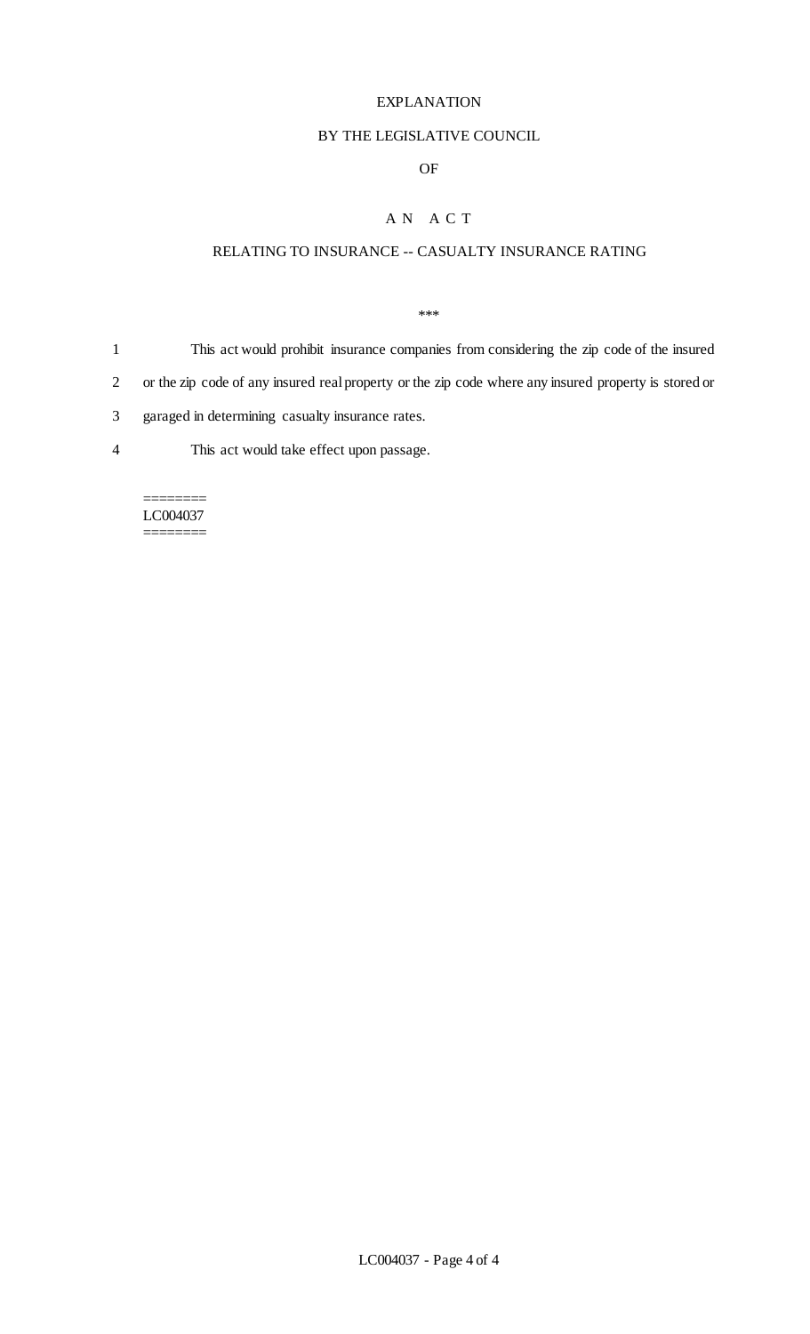EXPLANATION

BY THE LEGISLATIVE COUNCIL

OF

A N A C T

RELATING TO INSURANCE -- CASUALTY INSURANCE RATING

\*\*\*

1 This act would prohibit insurance companies from considering the zip code of the insured

2 or the zip code of any insured real property or the zip code where any insured property is stored or

3 garaged in determining casualty insurance rates.

4 This act would take effect upon passage.

========
LC004037
========